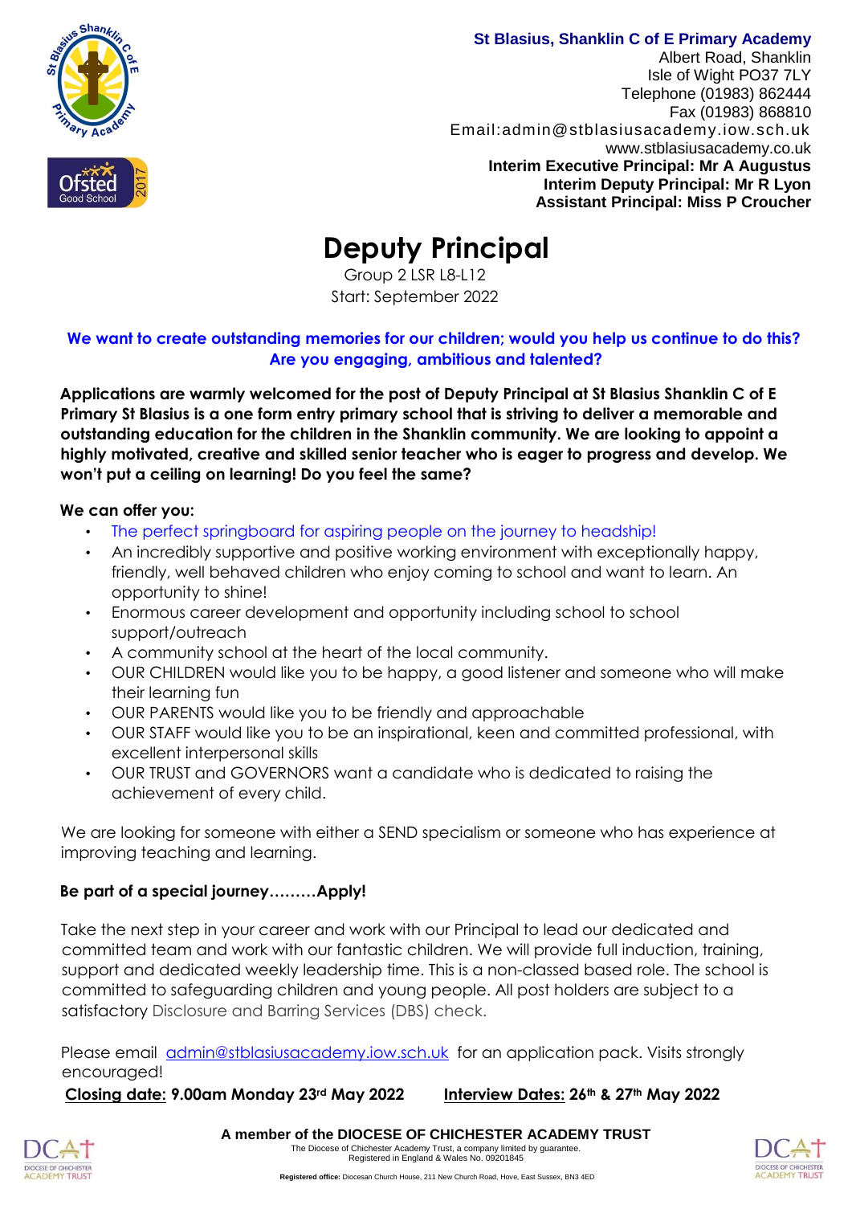**St Blasius, Shanklin C of E Primary Academy**
Albert Road, Shanklin
Isle of Wight PO37 7LY
Telephone (01983) 862444
Fax (01983) 868810
Email:admin@stblasiusacademy.iow.sch.uk
www.stblasiusacademy.co.uk
**Interim Executive Principal: Mr A Augustus**
**Interim Deputy Principal: Mr R Lyon**
**Assistant Principal: Miss P Croucher**

# Deputy Principal

Group 2 LSR L8-L12
Start: September 2022

**We want to create outstanding memories for our children; would you help us continue to do this? Are you engaging, ambitious and talented?**

**Applications are warmly welcomed for the post of Deputy Principal at St Blasius Shanklin C of E Primary St Blasius is a one form entry primary school that is striving to deliver a memorable and outstanding education for the children in the Shanklin community. We are looking to appoint a highly motivated, creative and skilled senior teacher who is eager to progress and develop. We won't put a ceiling on learning! Do you feel the same?**

**We can offer you:**

- The perfect springboard for aspiring people on the journey to headship!
- An incredibly supportive and positive working environment with exceptionally happy, friendly, well behaved children who enjoy coming to school and want to learn. An opportunity to shine!
- Enormous career development and opportunity including school to school support/outreach
- A community school at the heart of the local community.
- OUR CHILDREN would like you to be happy, a good listener and someone who will make their learning fun
- OUR PARENTS would like you to be friendly and approachable
- OUR STAFF would like you to be an inspirational, keen and committed professional, with excellent interpersonal skills
- OUR TRUST and GOVERNORS want a candidate who is dedicated to raising the achievement of every child.

We are looking for someone with either a SEND specialism or someone who has experience at improving teaching and learning.

**Be part of a special journey………Apply!**

Take the next step in your career and work with our Principal to lead our dedicated and committed team and work with our fantastic children. We will provide full induction, training, support and dedicated weekly leadership time. This is a non-classed based role. The school is committed to safeguarding children and young people. All post holders are subject to a satisfactory Disclosure and Barring Services (DBS) check.

Please email admin@stblasiusacademy.iow.sch.uk for an application pack. Visits strongly encouraged!

**Closing date: 9.00am Monday 23rd May 2022** **Interview Dates: 26th & 27th May 2022**

**A member of the DIOCESE OF CHICHESTER ACADEMY TRUST**
The Diocese of Chichester Academy Trust, a company limited by guarantee.
Registered in England & Wales No. 09201845
**Registered office:** Diocesan Church House, 211 New Church Road, Hove, East Sussex, BN3 4ED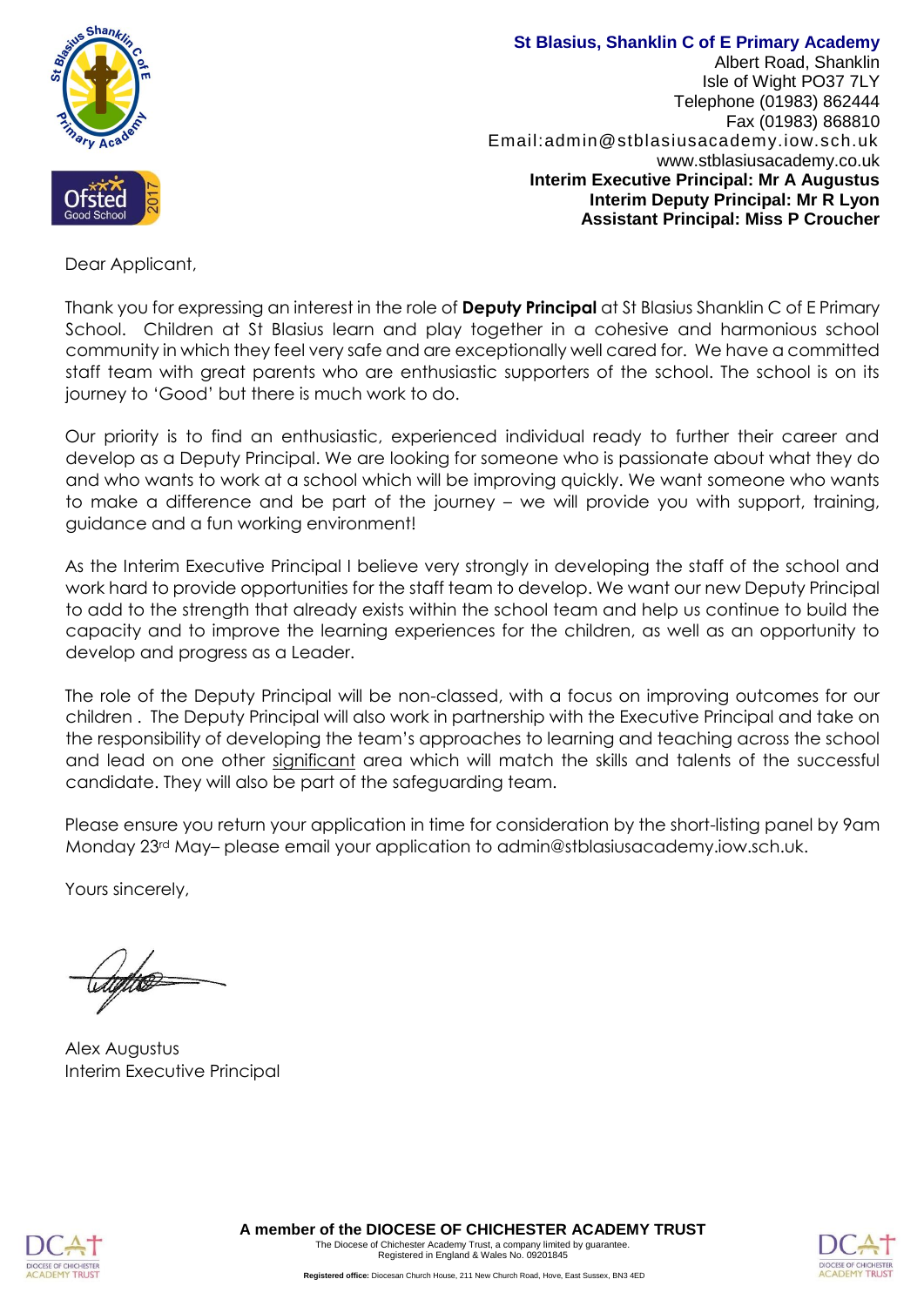**St Blasius, Shanklin C of E Primary Academy**
Albert Road, Shanklin
Isle of Wight PO37 7LY
Telephone (01983) 862444
Fax (01983) 868810
Email:admin@stblasiusacademy.iow.sch.uk
www.stblasiusacademy.co.uk
**Interim Executive Principal: Mr A Augustus**
**Interim Deputy Principal: Mr R Lyon**
**Assistant Principal: Miss P Croucher**

Dear Applicant,

Thank you for expressing an interest in the role of **Deputy Principal** at St Blasius Shanklin C of E Primary School. Children at St Blasius learn and play together in a cohesive and harmonious school community in which they feel very safe and are exceptionally well cared for. We have a committed staff team with great parents who are enthusiastic supporters of the school. The school is on its journey to 'Good' but there is much work to do.

Our priority is to find an enthusiastic, experienced individual ready to further their career and develop as a Deputy Principal. We are looking for someone who is passionate about what they do and who wants to work at a school which will be improving quickly. We want someone who wants to make a difference and be part of the journey – we will provide you with support, training, guidance and a fun working environment!

As the Interim Executive Principal I believe very strongly in developing the staff of the school and work hard to provide opportunities for the staff team to develop. We want our new Deputy Principal to add to the strength that already exists within the school team and help us continue to build the capacity and to improve the learning experiences for the children, as well as an opportunity to develop and progress as a Leader.

The role of the Deputy Principal will be non-classed, with a focus on improving outcomes for our children . The Deputy Principal will also work in partnership with the Executive Principal and take on the responsibility of developing the team's approaches to learning and teaching across the school and lead on one other significant area which will match the skills and talents of the successful candidate. They will also be part of the safeguarding team.

Please ensure you return your application in time for consideration by the short-listing panel by 9am Monday 23rd May– please email your application to admin@stblasiusacademy.iow.sch.uk.

Yours sincerely,

Alex Augustus
Interim Executive Principal

**A member of the DIOCESE OF CHICHESTER ACADEMY TRUST**
The Diocese of Chichester Academy Trust, a company limited by guarantee.
Registered in England & Wales No. 09201845
**Registered office:** Diocesan Church House, 211 New Church Road, Hove, East Sussex, BN3 4ED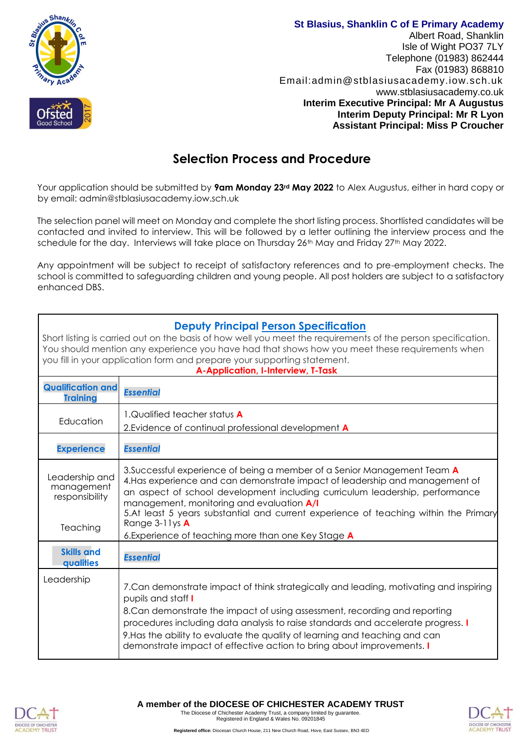**St Blasius, Shanklin C of E Primary Academy**
Albert Road, Shanklin
Isle of Wight PO37 7LY
Telephone (01983) 862444
Fax (01983) 868810
Email:admin@stblasiusacademy.iow.sch.uk
www.stblasiusacademy.co.uk
**Interim Executive Principal: Mr A Augustus**
**Interim Deputy Principal: Mr R Lyon**
**Assistant Principal: Miss P Croucher**

## Selection Process and Procedure

Your application should be submitted by **9am Monday 23rd May 2022** to Alex Augustus, either in hard copy or by email: admin@stblasiusacademy.iow.sch.uk

The selection panel will meet on Monday and complete the short listing process. Shortlisted candidates will be contacted and invited to interview. This will be followed by a letter outlining the interview process and the schedule for the day. Interviews will take place on Thursday 26th May and Friday 27th May 2022.

Any appointment will be subject to receipt of satisfactory references and to pre-employment checks. The school is committed to safeguarding children and young people. All post holders are subject to a satisfactory enhanced DBS.

### Deputy Principal Person Specification

Short listing is carried out on the basis of how well you meet the requirements of the person specification. You should mention any experience you have had that shows how you meet these requirements when you fill in your application form and prepare your supporting statement.

**A-Application, I-Interview, T-Task**

| | |
|---|---|
| **Qualification and Training** | ***Essential*** |
| Education | 1.Qualified teacher status **A**<br>2.Evidence of continual professional development **A** |
| **Experience** | ***Essential*** |
| Leadership and management responsibility<br><br>Teaching | 3.Successful experience of being a member of a Senior Management Team **A**<br>4.Has experience and can demonstrate impact of leadership and management of an aspect of school development including curriculum leadership, performance management, monitoring and evaluation **A/I**<br>5.At least 5 years substantial and current experience of teaching within the Primary Range 3-11ys **A**<br>6.Experience of teaching more than one Key Stage **A** |
| **Skills and qualities** | ***Essential*** |
| Leadership | 7.Can demonstrate impact of think strategically and leading, motivating and inspiring pupils and staff **I**<br>8.Can demonstrate the impact of using assessment, recording and reporting procedures including data analysis to raise standards and accelerate progress. **I**<br>9.Has the ability to evaluate the quality of learning and teaching and can demonstrate impact of effective action to bring about improvements. **I** |

**A member of the DIOCESE OF CHICHESTER ACADEMY TRUST**
The Diocese of Chichester Academy Trust, a company limited by guarantee.
Registered in England & Wales No. 09201845
**Registered office:** Diocesan Church House, 211 New Church Road, Hove, East Sussex, BN3 4ED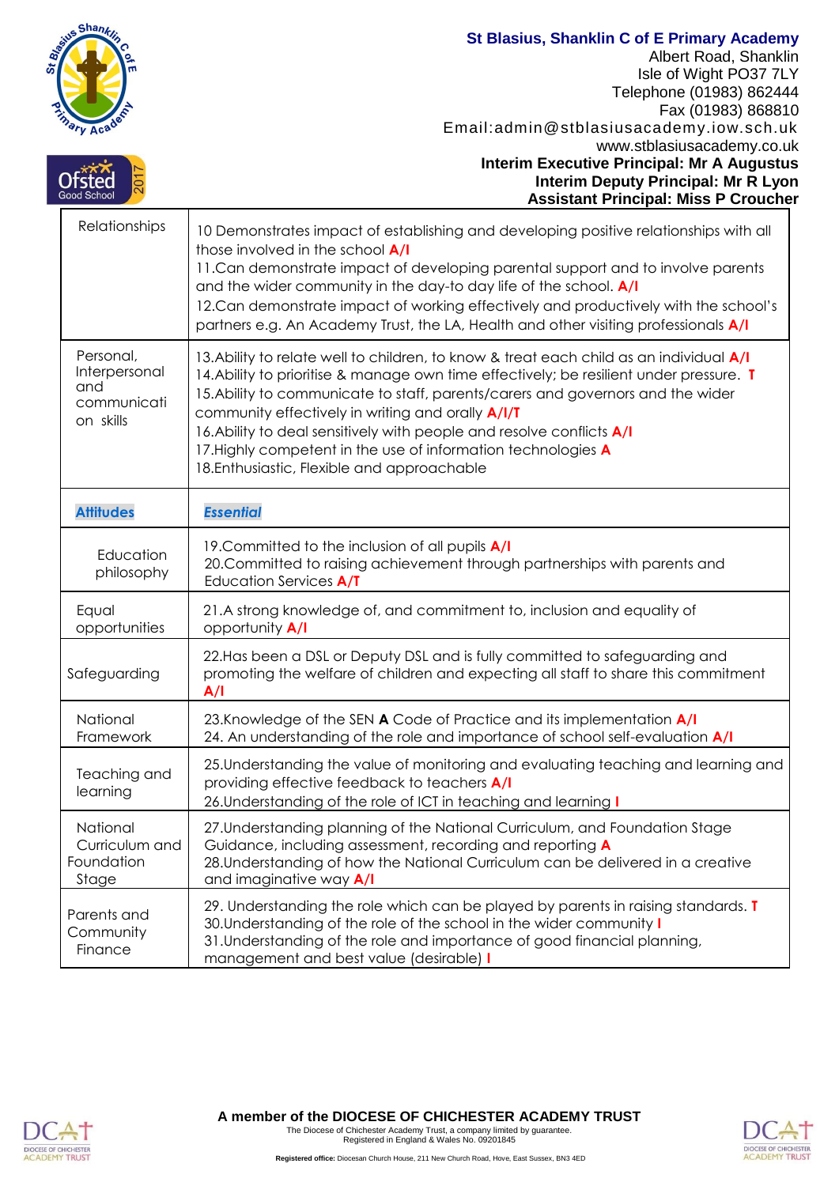| | |
|---|---|
| Relationships | 10 Demonstrates impact of establishing and developing positive relationships with all those involved in the school **A/I**<br>11.Can demonstrate impact of developing parental support and to involve parents and the wider community in the day-to day life of the school. **A/I**<br>12.Can demonstrate impact of working effectively and productively with the school's partners e.g. An Academy Trust, the LA, Health and other visiting professionals **A/I** |
| Personal, Interpersonal and communication skills | 13.Ability to relate well to children, to know & treat each child as an individual **A/I**<br>14.Ability to prioritise & manage own time effectively; be resilient under pressure. **T**<br>15.Ability to communicate to staff, parents/carers and governors and the wider community effectively in writing and orally **A/I/T**<br>16.Ability to deal sensitively with people and resolve conflicts **A/I**<br>17.Highly competent in the use of information technologies **A**<br>18.Enthusiastic, Flexible and approachable |
| **Attitudes** | ***Essential*** |
| Education philosophy | 19.Committed to the inclusion of all pupils **A/I**<br>20.Committed to raising achievement through partnerships with parents and Education Services **A/T** |
| Equal opportunities | 21.A strong knowledge of, and commitment to, inclusion and equality of opportunity **A/I** |
| Safeguarding | 22.Has been a DSL or Deputy DSL and is fully committed to safeguarding and promoting the welfare of children and expecting all staff to share this commitment **A/I** |
| National Framework | 23.Knowledge of the SEN **A** Code of Practice and its implementation **A/I**<br>24. An understanding of the role and importance of school self-evaluation **A/I** |
| Teaching and learning | 25.Understanding the value of monitoring and evaluating teaching and learning and providing effective feedback to teachers **A/I**<br>26.Understanding of the role of ICT in teaching and learning **I** |
| National Curriculum and Foundation Stage | 27.Understanding planning of the National Curriculum, and Foundation Stage Guidance, including assessment, recording and reporting **A**<br>28.Understanding of how the National Curriculum can be delivered in a creative and imaginative way **A/I** |
| Parents and Community Finance | 29. Understanding the role which can be played by parents in raising standards. **T**<br>30.Understanding of the role of the school in the wider community **I**<br>31.Understanding of the role and importance of good financial planning, management and best value (desirable) **I** |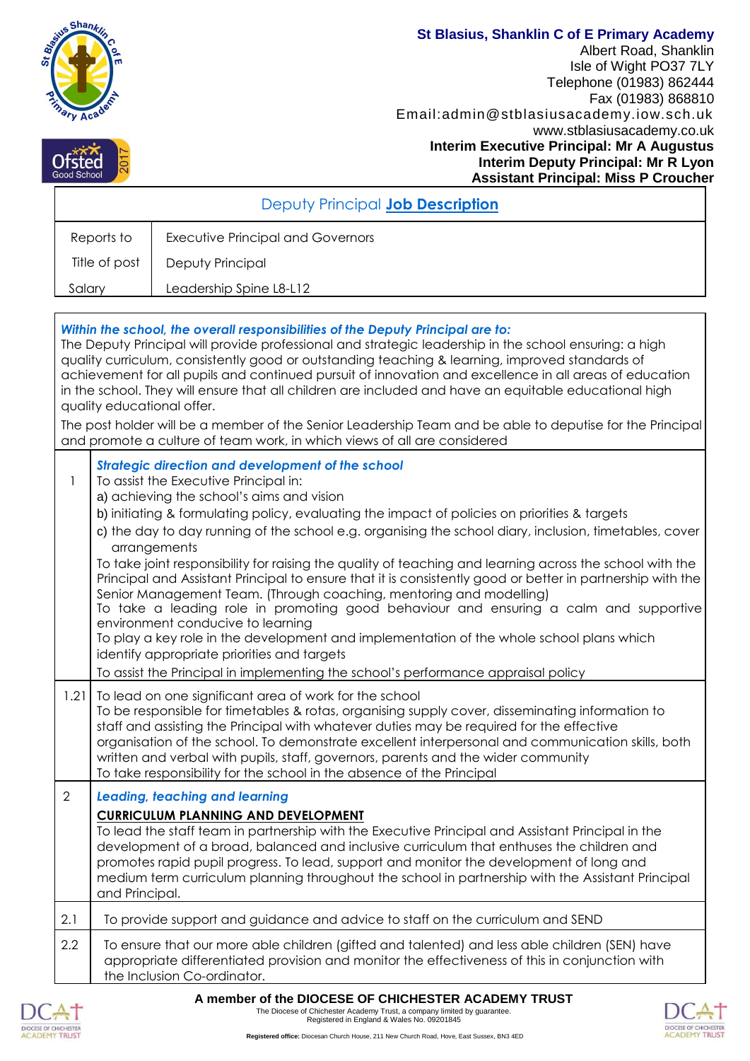**St Blasius, Shanklin C of E Primary Academy**
Albert Road, Shanklin
Isle of Wight PO37 7LY
Telephone (01983) 862444
Fax (01983) 868810
Email:admin@stblasiusacademy.iow.sch.uk
www.stblasiusacademy.co.uk
**Interim Executive Principal: Mr A Augustus**
**Interim Deputy Principal: Mr R Lyon**
**Assistant Principal: Miss P Croucher**

## Deputy Principal **Job Description**

| | |
|---|---|
| Reports to | Executive Principal and Governors |
| Title of post | Deputy Principal |
| Salary | Leadership Spine L8-L12 |

***Within the school, the overall responsibilities of the Deputy Principal are to:***

The Deputy Principal will provide professional and strategic leadership in the school ensuring: a high quality curriculum, consistently good or outstanding teaching & learning, improved standards of achievement for all pupils and continued pursuit of innovation and excellence in all areas of education in the school. They will ensure that all children are included and have an equitable educational high quality educational offer.

The post holder will be a member of the Senior Leadership Team and be able to deputise for the Principal and promote a culture of team work, in which views of all are considered

| | |
|---|---|
| 1 | ***Strategic direction and development of the school***<br>To assist the Executive Principal in:<br>a) achieving the school's aims and vision<br>b) initiating & formulating policy, evaluating the impact of policies on priorities & targets<br>c) the day to day running of the school e.g. organising the school diary, inclusion, timetables, cover arrangements<br>To take joint responsibility for raising the quality of teaching and learning across the school with the Principal and Assistant Principal to ensure that it is consistently good or better in partnership with the Senior Management Team. (Through coaching, mentoring and modelling)<br>To take a leading role in promoting good behaviour and ensuring a calm and supportive environment conducive to learning<br>To play a key role in the development and implementation of the whole school plans which identify appropriate priorities and targets<br>To assist the Principal in implementing the school's performance appraisal policy |
| 1.21 | To lead on one significant area of work for the school<br>To be responsible for timetables & rotas, organising supply cover, disseminating information to staff and assisting the Principal with whatever duties may be required for the effective organisation of the school. To demonstrate excellent interpersonal and communication skills, both written and verbal with pupils, staff, governors, parents and the wider community<br>To take responsibility for the school in the absence of the Principal |
| 2 | ***Leading, teaching and learning***<br>**<u>CURRICULUM PLANNING AND DEVELOPMENT</u>**<br>To lead the staff team in partnership with the Executive Principal and Assistant Principal in the development of a broad, balanced and inclusive curriculum that enthuses the children and promotes rapid pupil progress. To lead, support and monitor the development of long and medium term curriculum planning throughout the school in partnership with the Assistant Principal and Principal. |
| 2.1 | To provide support and guidance and advice to staff on the curriculum and SEND |
| 2.2 | To ensure that our more able children (gifted and talented) and less able children (SEN) have appropriate differentiated provision and monitor the effectiveness of this in conjunction with the Inclusion Co-ordinator. |

A member of the **DIOCESE OF CHICHESTER ACADEMY TRUST**
The Diocese of Chichester Academy Trust, a company limited by guarantee.
Registered in England & Wales No. 09201845
**Registered office:** Diocesan Church House, 211 New Church Road, Hove, East Sussex, BN3 4ED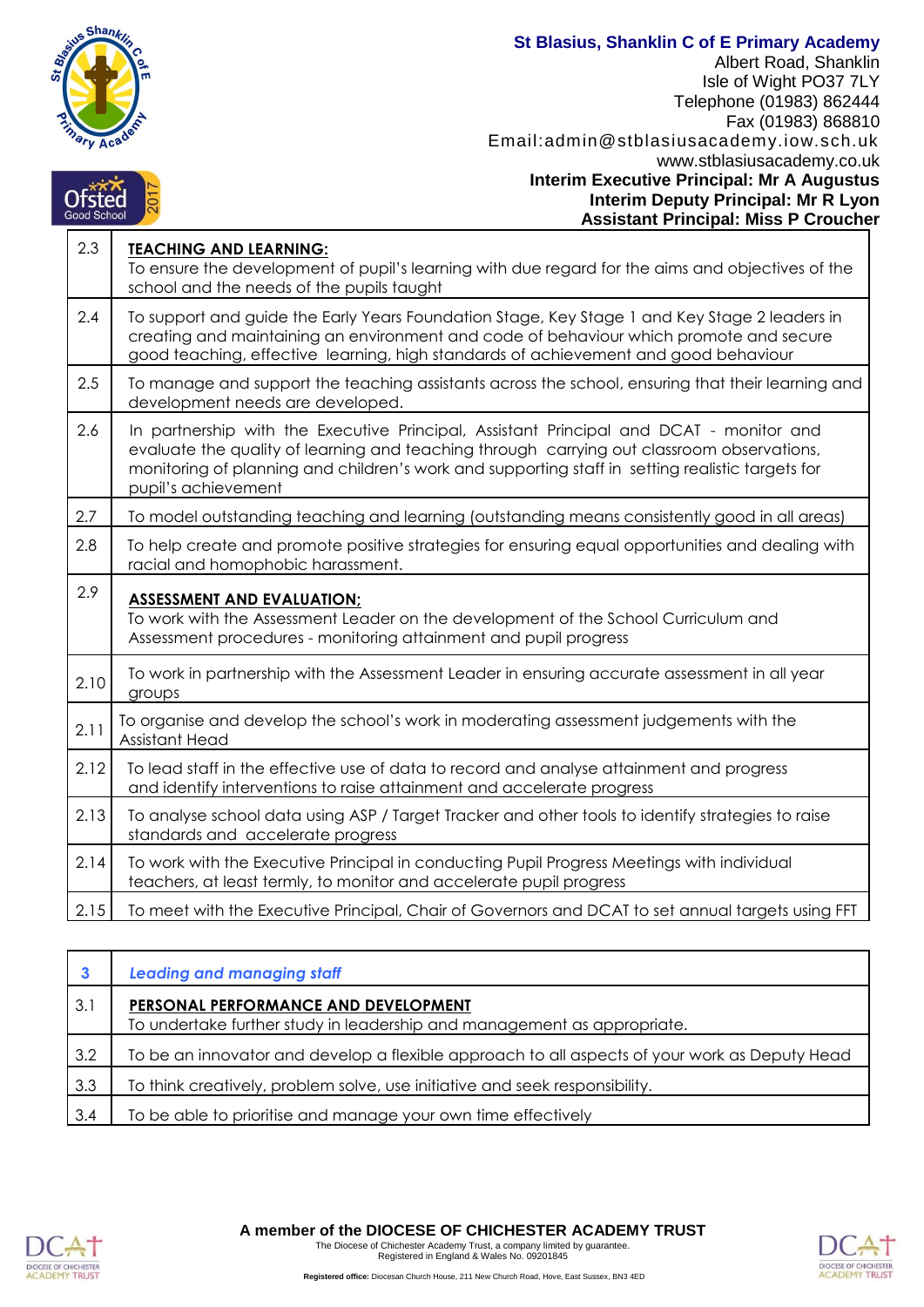**St Blasius, Shanklin C of E Primary Academy**
Albert Road, Shanklin
Isle of Wight PO37 7LY
Telephone (01983) 862444
Fax (01983) 868810
Email:admin@stblasiusacademy.iow.sch.uk
www.stblasiusacademy.co.uk
**Interim Executive Principal: Mr A Augustus**
**Interim Deputy Principal: Mr R Lyon**
**Assistant Principal: Miss P Croucher**

| | |
|---|---|
| 2.3 | **TEACHING AND LEARNING:**<br>To ensure the development of pupil's learning with due regard for the aims and objectives of the school and the needs of the pupils taught |
| 2.4 | To support and guide the Early Years Foundation Stage, Key Stage 1 and Key Stage 2 leaders in creating and maintaining an environment and code of behaviour which promote and secure good teaching, effective learning, high standards of achievement and good behaviour |
| 2.5 | To manage and support the teaching assistants across the school, ensuring that their learning and development needs are developed. |
| 2.6 | In partnership with the Executive Principal, Assistant Principal and DCAT - monitor and evaluate the quality of learning and teaching through carrying out classroom observations, monitoring of planning and children's work and supporting staff in setting realistic targets for pupil's achievement |
| 2.7 | To model outstanding teaching and learning (outstanding means consistently good in all areas) |
| 2.8 | To help create and promote positive strategies for ensuring equal opportunities and dealing with racial and homophobic harassment. |
| 2.9 | **ASSESSMENT AND EVALUATION;**<br>To work with the Assessment Leader on the development of the School Curriculum and Assessment procedures - monitoring attainment and pupil progress |
| 2.10 | To work in partnership with the Assessment Leader in ensuring accurate assessment in all year groups |
| 2.11 | To organise and develop the school's work in moderating assessment judgements with the Assistant Head |
| 2.12 | To lead staff in the effective use of data to record and analyse attainment and progress and identify interventions to raise attainment and accelerate progress |
| 2.13 | To analyse school data using ASP / Target Tracker and other tools to identify strategies to raise standards and accelerate progress |
| 2.14 | To work with the Executive Principal in conducting Pupil Progress Meetings with individual teachers, at least termly, to monitor and accelerate pupil progress |
| 2.15 | To meet with the Executive Principal, Chair of Governors and DCAT to set annual targets using FFT |

| **3** | ***Leading and managing staff*** |
|---|---|
| 3.1 | **PERSONAL PERFORMANCE AND DEVELOPMENT**<br>To undertake further study in leadership and management as appropriate. |
| 3.2 | To be an innovator and develop a flexible approach to all aspects of your work as Deputy Head |
| 3.3 | To think creatively, problem solve, use initiative and seek responsibility. |
| 3.4 | To be able to prioritise and manage your own time effectively |

**A member of the DIOCESE OF CHICHESTER ACADEMY TRUST**
The Diocese of Chichester Academy Trust, a company limited by guarantee.
Registered in England & Wales No. 09201845

**Registered office:** Diocesan Church House, 211 New Church Road, Hove, East Sussex, BN3 4ED